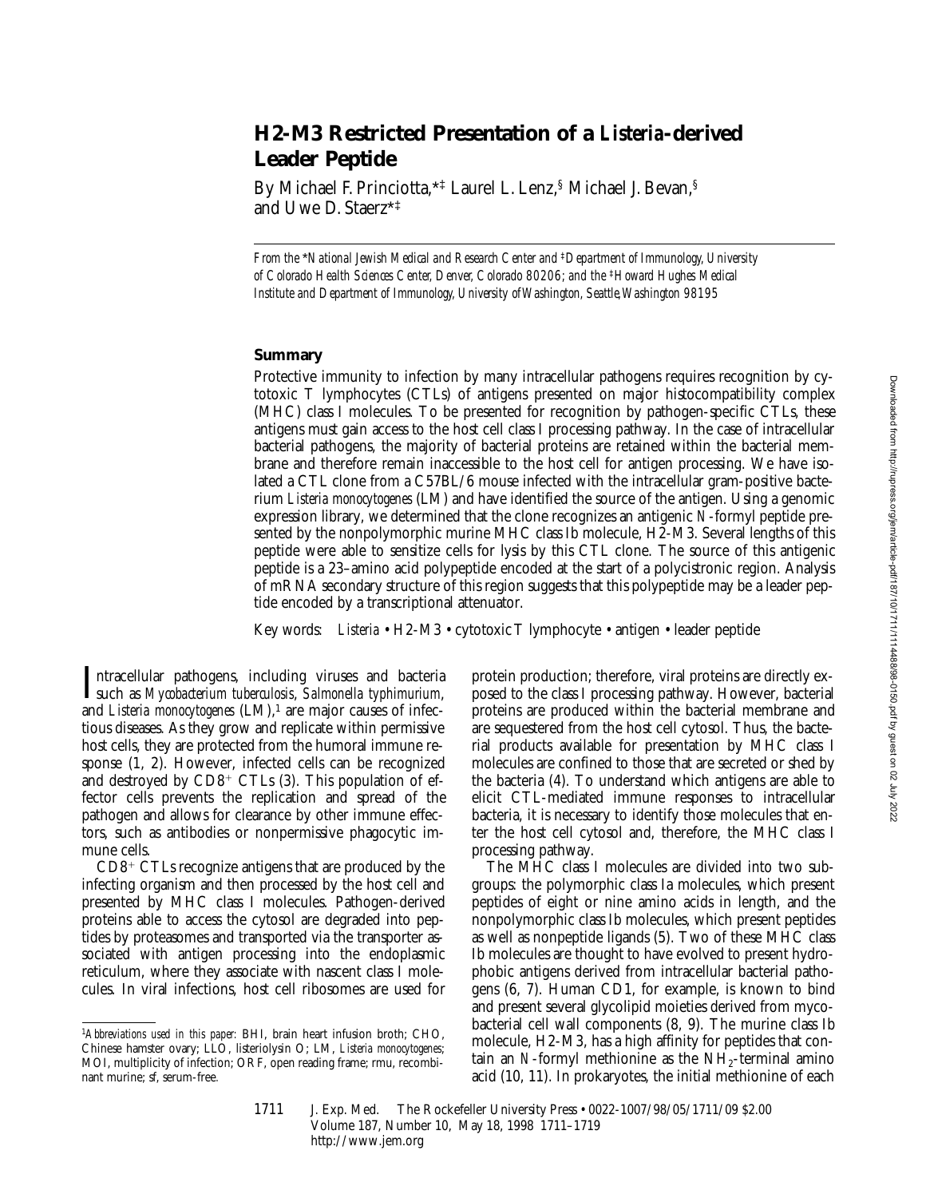# H2-M3 Restricted Presentation of a *Listeria*-derived Leader Peptide

By Michael F. Princiotta,*‡ Laurel L. Lenz,§ Michael J. Bevan,§ and Uwe D. Staerz*‡

*From the \*National Jewish Medical and Research Center and ‡Department of Immunology, University of Colorado Health Sciences Center, Denver, Colorado 80206; and the §Howard Hughes Medical Institute and Department of Immunology, University of Washington, Seattle, Washington 98195*

## Summary

Protective immunity to infection by many intracellular pathogens requires recognition by cytotoxic T lymphocytes (CTLs) of antigens presented on major histocompatibility complex (MHC) class I molecules. To be presented for recognition by pathogen-specific CTLs, these antigens must gain access to the host cell class I processing pathway. In the case of intracellular bacterial pathogens, the majority of bacterial proteins are retained within the bacterial membrane and therefore remain inaccessible to the host cell for antigen processing. We have isolated a CTL clone from a C57BL/6 mouse infected with the intracellular gram-positive bacterium *Listeria monocytogenes* (LM) and have identified the source of the antigen. Using a genomic expression library, we determined that the clone recognizes an antigenic *N*-formyl peptide presented by the nonpolymorphic murine MHC class Ib molecule, H2-M3. Several lengths of this peptide were able to sensitize cells for lysis by this CTL clone. The source of this antigenic peptide is a 23–amino acid polypeptide encoded at the start of a polycistronic region. Analysis of mRNA secondary structure of this region suggests that this polypeptide may be a leader peptide encoded by a transcriptional attenuator.

Key words: *Listeria* • H2-M3 • cytotoxic T lymphocyte • antigen • leader peptide

Intracellular pathogens, including viruses and bacteria such as *Mycobacterium tuberculosis*, *Salmonella typhimurium*, and *Listeria monocytogenes* (LM),[1] are major causes of infectious diseases. As they grow and replicate within permissive host cells, they are protected from the humoral immune response (1, 2). However, infected cells can be recognized and destroyed by $CD8^+$ CTLs (3). This population of effector cells prevents the replication and spread of the pathogen and allows for clearance by other immune effectors, such as antibodies or nonpermissive phagocytic immune cells.

$CD8^+$ CTLs recognize antigens that are produced by the infecting organism and then processed by the host cell and presented by MHC class I molecules. Pathogen-derived proteins able to access the cytosol are degraded into peptides by proteasomes and transported via the transporter associated with antigen processing into the endoplasmic reticulum, where they associate with nascent class I molecules. In viral infections, host cell ribosomes are used for protein production; therefore, viral proteins are directly exposed to the class I processing pathway. However, bacterial proteins are produced within the bacterial membrane and are sequestered from the host cell cytosol. Thus, the bacterial products available for presentation by MHC class I molecules are confined to those that are secreted or shed by the bacteria (4). To understand which antigens are able to elicit CTL-mediated immune responses to intracellular bacteria, it is necessary to identify those molecules that enter the host cell cytosol and, therefore, the MHC class I processing pathway.

The MHC class I molecules are divided into two subgroups: the polymorphic class Ia molecules, which present peptides of eight or nine amino acids in length, and the nonpolymorphic class Ib molecules, which present peptides as well as nonpeptide ligands (5). Two of these MHC class Ib molecules are thought to have evolved to present hydrophobic antigens derived from intracellular bacterial pathogens (6, 7). Human CD1, for example, is known to bind and present several glycolipid moieties derived from mycobacterial cell wall components (8, 9). The murine class Ib molecule, H2-M3, has a high affinity for peptides that contain an *N*-formyl methionine as the $NH_2$-terminal amino acid (10, 11). In prokaryotes, the initial methionine of each

[1] *Abbreviations used in this paper:* BHI, brain heart infusion broth; CHO, Chinese hamster ovary; LLO, listeriolysin O; LM, *Listeria monocytogenes*; MOI, multiplicity of infection; ORF, open reading frame; rmu, recombinant murine; sf, serum-free.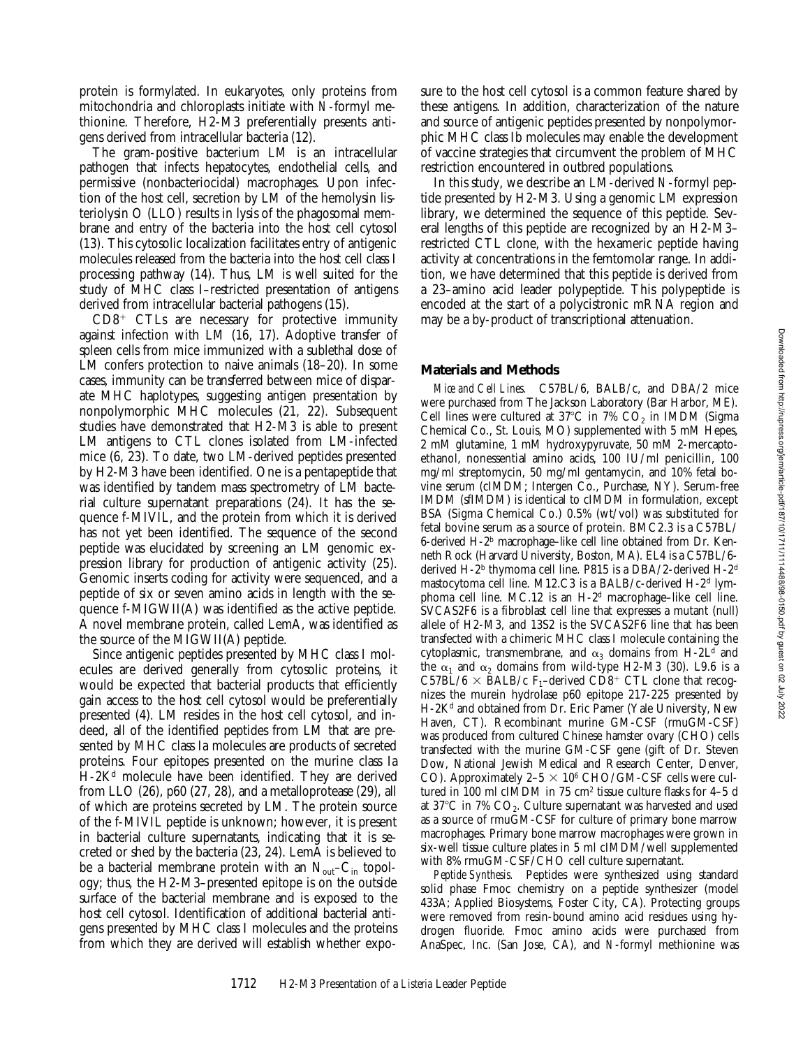protein is formylated. In eukaryotes, only proteins from mitochondria and chloroplasts initiate with *N*-formyl methionine. Therefore, H2-M3 preferentially presents antigens derived from intracellular bacteria (12).

The gram-positive bacterium LM is an intracellular pathogen that infects hepatocytes, endothelial cells, and permissive (nonbacteriocidal) macrophages. Upon infection of the host cell, secretion by LM of the hemolysin listeriolysin O (LLO) results in lysis of the phagosomal membrane and entry of the bacteria into the host cell cytosol (13). This cytosolic localization facilitates entry of antigenic molecules released from the bacteria into the host cell class I processing pathway (14). Thus, LM is well suited for the study of MHC class I–restricted presentation of antigens derived from intracellular bacterial pathogens (15).

$CD8^+$ CTLs are necessary for protective immunity against infection with LM (16, 17). Adoptive transfer of spleen cells from mice immunized with a sublethal dose of LM confers protection to naive animals (18–20). In some cases, immunity can be transferred between mice of disparate MHC haplotypes, suggesting antigen presentation by nonpolymorphic MHC molecules (21, 22). Subsequent studies have demonstrated that H2-M3 is able to present LM antigens to CTL clones isolated from LM-infected mice (6, 23). To date, two LM-derived peptides presented by H2-M3 have been identified. One is a pentapeptide that was identified by tandem mass spectrometry of LM bacterial culture supernatant preparations (24). It has the sequence f-MIVIL, and the protein from which it is derived has not yet been identified. The sequence of the second peptide was elucidated by screening an LM genomic expression library for production of antigenic activity (25). Genomic inserts coding for activity were sequenced, and a peptide of six or seven amino acids in length with the sequence f-MIGWII(A) was identified as the active peptide. A novel membrane protein, called LemA, was identified as the source of the MIGWII(A) peptide.

Since antigenic peptides presented by MHC class I molecules are derived generally from cytosolic proteins, it would be expected that bacterial products that efficiently gain access to the host cell cytosol would be preferentially presented (4). LM resides in the host cell cytosol, and indeed, all of the identified peptides from LM that are presented by MHC class Ia molecules are products of secreted proteins. Four epitopes presented on the murine class Ia H-$2K^d$ molecule have been identified. They are derived from LLO (26), p60 (27, 28), and a metalloprotease (29), all of which are proteins secreted by LM. The protein source of the f-MIVIL peptide is unknown; however, it is present in bacterial culture supernatants, indicating that it is secreted or shed by the bacteria (23, 24). LemA is believed to be a bacterial membrane protein with an $N_{out}$–$C_{in}$ topology; thus, the H2-M3–presented epitope is on the outside surface of the bacterial membrane and is exposed to the host cell cytosol. Identification of additional bacterial antigens presented by MHC class I molecules and the proteins from which they are derived will establish whether exposure to the host cell cytosol is a common feature shared by these antigens. In addition, characterization of the nature and source of antigenic peptides presented by nonpolymorphic MHC class Ib molecules may enable the development of vaccine strategies that circumvent the problem of MHC restriction encountered in outbred populations.

In this study, we describe an LM-derived *N*-formyl peptide presented by H2-M3. Using a genomic LM expression library, we determined the sequence of this peptide. Several lengths of this peptide are recognized by an H2-M3–restricted CTL clone, with the hexameric peptide having activity at concentrations in the femtomolar range. In addition, we have determined that this peptide is derived from a 23–amino acid leader polypeptide. This polypeptide is encoded at the start of a polycistronic mRNA region and may be a by-product of transcriptional attenuation.

## Materials and Methods

*Mice and Cell Lines.* C57BL/6, BALB/c, and DBA/2 mice were purchased from The Jackson Laboratory (Bar Harbor, ME). Cell lines were cultured at 37°C in 7% $CO_2$ in IMDM (Sigma Chemical Co., St. Louis, MO) supplemented with 5 mM Hepes, 2 mM glutamine, 1 mM hydroxypyruvate, 50 mM 2-mercaptoethanol, nonessential amino acids, 100 IU/ml penicillin, 100 mg/ml streptomycin, 50 mg/ml gentamycin, and 10% fetal bovine serum (cIMDM; Intergen Co., Purchase, NY). Serum-free IMDM (sfIMDM) is identical to cIMDM in formulation, except BSA (Sigma Chemical Co.) 0.5% (wt/vol) was substituted for fetal bovine serum as a source of protein. BMC2.3 is a C57BL/6-derived H-$2^b$ macrophage–like cell line obtained from Dr. Kenneth Rock (Harvard University, Boston, MA). EL4 is a C57BL/6-derived H-$2^b$ thymoma cell line. P815 is a DBA/2-derived H-$2^d$ mastocytoma cell line. M12.C3 is a BALB/c-derived H-$2^d$ lymphoma cell line. MC.12 is an H-$2^d$ macrophage–like cell line. SVCAS2F6 is a fibroblast cell line that expresses a mutant (null) allele of H2-M3, and 13S2 is the SVCAS2F6 line that has been transfected with a chimeric MHC class I molecule containing the cytoplasmic, transmembrane, and $\alpha_3$ domains from H-$2L^d$ and the $\alpha_1$ and $\alpha_2$ domains from wild-type H2-M3 (30). L9.6 is a C57BL/6 × BALB/c $F_1$–derived $CD8^+$ CTL clone that recognizes the murein hydrolase p60 epitope 217-225 presented by H-$2K^d$ and obtained from Dr. Eric Pamer (Yale University, New Haven, CT). Recombinant murine GM-CSF (rmuGM-CSF) was produced from cultured Chinese hamster ovary (CHO) cells transfected with the murine GM-CSF gene (gift of Dr. Steven Dow, National Jewish Medical and Research Center, Denver, CO). Approximately 2–5 × $10^6$ CHO/GM-CSF cells were cultured in 100 ml cIMDM in 75 $cm^2$ tissue culture flasks for 4–5 d at 37°C in 7% $CO_2$. Culture supernatant was harvested and used as a source of rmuGM-CSF for culture of primary bone marrow macrophages. Primary bone marrow macrophages were grown in six-well tissue culture plates in 5 ml cIMDM/well supplemented with 8% rmuGM-CSF/CHO cell culture supernatant.

*Peptide Synthesis.* Peptides were synthesized using standard solid phase Fmoc chemistry on a peptide synthesizer (model 433A; Applied Biosystems, Foster City, CA). Protecting groups were removed from resin-bound amino acid residues using hydrogen fluoride. Fmoc amino acids were purchased from AnaSpec, Inc. (San Jose, CA), and *N*-formyl methionine was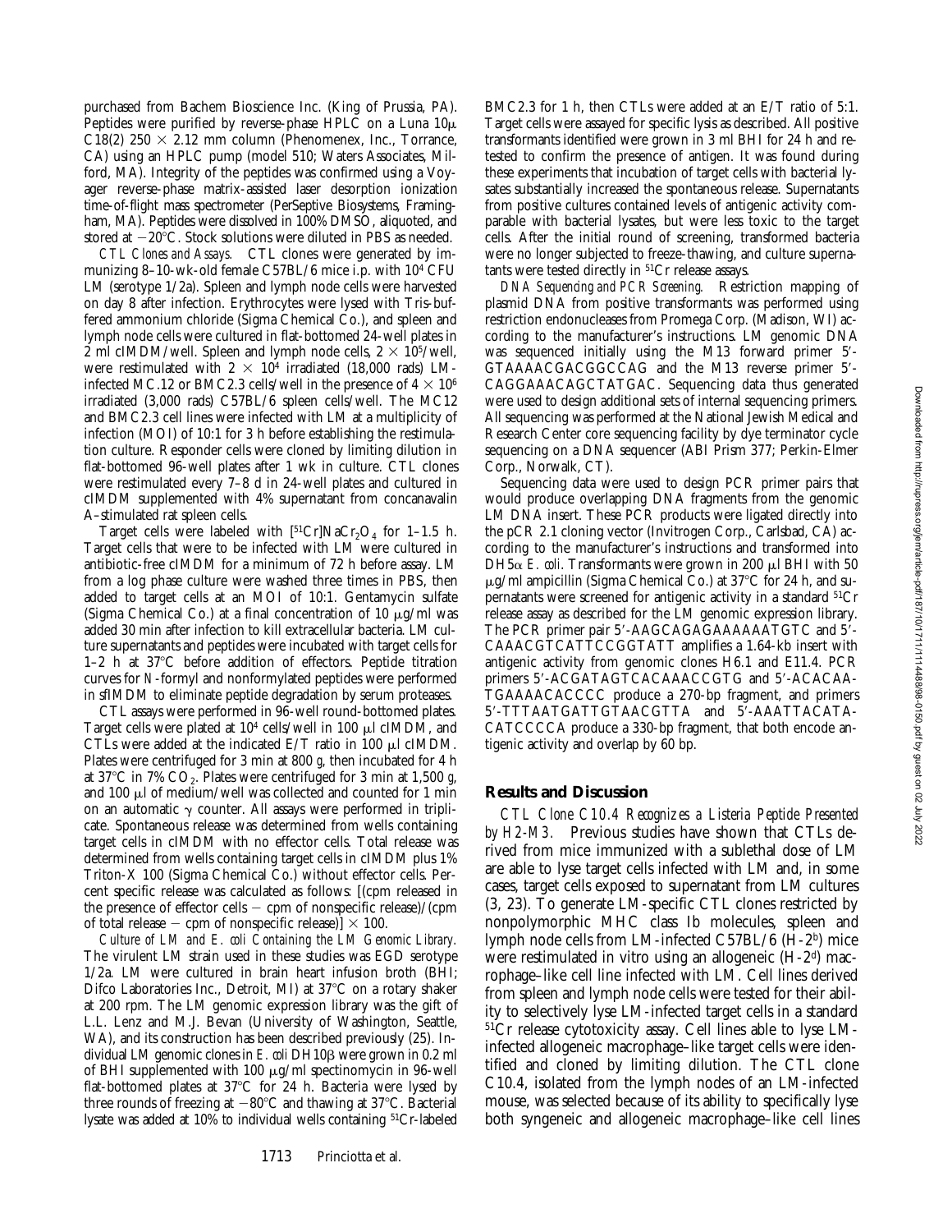purchased from Bachem Bioscience Inc. (King of Prussia, PA). Peptides were purified by reverse-phase HPLC on a Luna 10μ C18(2) 250 × 2.12 mm column (Phenomenex, Inc., Torrance, CA) using an HPLC pump (model 510; Waters Associates, Milford, MA). Integrity of the peptides was confirmed using a Voyager reverse-phase matrix-assisted laser desorption ionization time-of-flight mass spectrometer (PerSeptive Biosystems, Framingham, MA). Peptides were dissolved in 100% DMSO, aliquoted, and stored at −20°C. Stock solutions were diluted in PBS as needed.

*CTL Clones and Assays.* CTL clones were generated by immunizing 8–10-wk-old female C57BL/6 mice i.p. with $10^4$ CFU LM (serotype 1/2a). Spleen and lymph node cells were harvested on day 8 after infection. Erythrocytes were lysed with Tris-buffered ammonium chloride (Sigma Chemical Co.), and spleen and lymph node cells were cultured in flat-bottomed 24-well plates in 2 ml cIMDM/well. Spleen and lymph node cells, $2 \times 10^5$/well, were restimulated with $2 \times 10^4$ irradiated (18,000 rads) LM-infected MC.12 or BMC2.3 cells/well in the presence of $4 \times 10^6$ irradiated (3,000 rads) C57BL/6 spleen cells/well. The MC12 and BMC2.3 cell lines were infected with LM at a multiplicity of infection (MOI) of 10:1 for 3 h before establishing the restimulation culture. Responder cells were cloned by limiting dilution in flat-bottomed 96-well plates after 1 wk in culture. CTL clones were restimulated every 7–8 d in 24-well plates and cultured in cIMDM supplemented with 4% supernatant from concanavalin A–stimulated rat spleen cells.

Target cells were labeled with $[^{51}Cr]NaCr_2O_4$ for 1–1.5 h. Target cells that were to be infected with LM were cultured in antibiotic-free cIMDM for a minimum of 72 h before assay. LM from a log phase culture were washed three times in PBS, then added to target cells at an MOI of 10:1. Gentamycin sulfate (Sigma Chemical Co.) at a final concentration of 10 μg/ml was added 30 min after infection to kill extracellular bacteria. LM culture supernatants and peptides were incubated with target cells for 1–2 h at 37°C before addition of effectors. Peptide titration curves for *N*-formyl and nonformylated peptides were performed in sfIMDM to eliminate peptide degradation by serum proteases.

CTL assays were performed in 96-well round-bottomed plates. Target cells were plated at $10^4$ cells/well in 100 μl cIMDM, and CTLs were added at the indicated E/T ratio in 100 μl cIMDM. Plates were centrifuged for 3 min at 800 *g*, then incubated for 4 h at 37°C in 7% $CO_2$. Plates were centrifuged for 3 min at 1,500 *g*, and 100 μl of medium/well was collected and counted for 1 min on an automatic γ counter. All assays were performed in triplicate. Spontaneous release was determined from wells containing target cells in cIMDM with no effector cells. Total release was determined from wells containing target cells in cIMDM plus 1% Triton-X 100 (Sigma Chemical Co.) without effector cells. Percent specific release was calculated as follows: [(cpm released in the presence of effector cells − cpm of nonspecific release)/(cpm of total release − cpm of nonspecific release)] × 100.

*Culture of LM and E. coli Containing the LM Genomic Library.* The virulent LM strain used in these studies was EGD serotype 1/2a. LM were cultured in brain heart infusion broth (BHI; Difco Laboratories Inc., Detroit, MI) at 37°C on a rotary shaker at 200 rpm. The LM genomic expression library was the gift of L.L. Lenz and M.J. Bevan (University of Washington, Seattle, WA), and its construction has been described previously (25). Individual LM genomic clones in *E. coli* DH10β were grown in 0.2 ml of BHI supplemented with 100 μg/ml spectinomycin in 96-well flat-bottomed plates at 37°C for 24 h. Bacteria were lysed by three rounds of freezing at −80°C and thawing at 37°C. Bacterial lysate was added at 10% to individual wells containing $^{51}$Cr-labeled BMC2.3 for 1 h, then CTLs were added at an E/T ratio of 5:1. Target cells were assayed for specific lysis as described. All positive transformants identified were grown in 3 ml BHI for 24 h and retested to confirm the presence of antigen. It was found during these experiments that incubation of target cells with bacterial lysates substantially increased the spontaneous release. Supernatants from positive cultures contained levels of antigenic activity comparable with bacterial lysates, but were less toxic to the target cells. After the initial round of screening, transformed bacteria were no longer subjected to freeze-thawing, and culture supernatants were tested directly in $^{51}$Cr release assays.

*DNA Sequencing and PCR Screening.* Restriction mapping of plasmid DNA from positive transformants was performed using restriction endonucleases from Promega Corp. (Madison, WI) according to the manufacturer's instructions. LM genomic DNA was sequenced initially using the M13 forward primer 5′-GTAAAACGACGGCCAG and the M13 reverse primer 5′-CAGGAAACAGCTATGAC. Sequencing data thus generated were used to design additional sets of internal sequencing primers. All sequencing was performed at the National Jewish Medical and Research Center core sequencing facility by dye terminator cycle sequencing on a DNA sequencer (ABI Prism 377; Perkin-Elmer Corp., Norwalk, CT).

Sequencing data were used to design PCR primer pairs that would produce overlapping DNA fragments from the genomic LM DNA insert. These PCR products were ligated directly into the pCR 2.1 cloning vector (Invitrogen Corp., Carlsbad, CA) according to the manufacturer's instructions and transformed into DH5α *E. coli*. Transformants were grown in 200 μl BHI with 50 μg/ml ampicillin (Sigma Chemical Co.) at 37°C for 24 h, and supernatants were screened for antigenic activity in a standard $^{51}$Cr release assay as described for the LM genomic expression library. The PCR primer pair 5′-AAGCAGAGAAAAAATGTC and 5′-CAAACGTCATTCCGGTATT amplifies a 1.64-kb insert with antigenic activity from genomic clones H6.1 and E11.4. PCR primers 5′-ACGATAGTCACAAACCGTG and 5′-ACACAA-TGAAAACACCCC produce a 270-bp fragment, and primers 5′-TTTAATGATTGTAACGTTA and 5′-AAATTACATA-CATCCCCA produce a 330-bp fragment, that both encode antigenic activity and overlap by 60 bp.

## Results and Discussion

*CTL Clone C10.4 Recognizes a Listeria Peptide Presented by H2-M3.* Previous studies have shown that CTLs derived from mice immunized with a sublethal dose of LM are able to lyse target cells infected with LM and, in some cases, target cells exposed to supernatant from LM cultures (3, 23). To generate LM-specific CTL clones restricted by nonpolymorphic MHC class Ib molecules, spleen and lymph node cells from LM-infected C57BL/6 (H-2$^b$) mice were restimulated in vitro using an allogeneic (H-2$^d$) macrophage–like cell line infected with LM. Cell lines derived from spleen and lymph node cells were tested for their ability to selectively lyse LM-infected target cells in a standard $^{51}$Cr release cytotoxicity assay. Cell lines able to lyse LM-infected allogeneic macrophage–like target cells were identified and cloned by limiting dilution. The CTL clone C10.4, isolated from the lymph nodes of an LM-infected mouse, was selected because of its ability to specifically lyse both syngeneic and allogeneic macrophage–like cell lines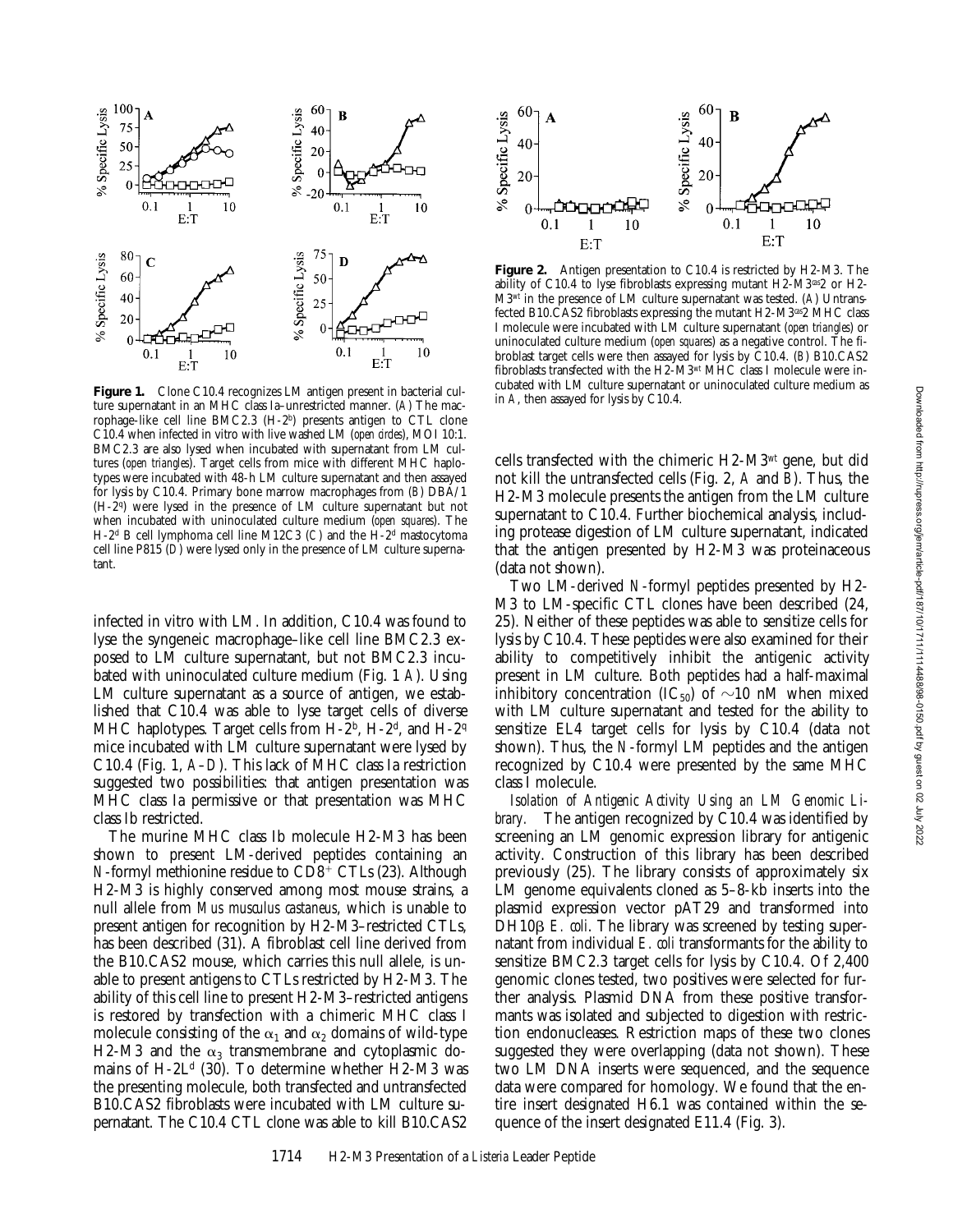**Figure 1.** Clone C10.4 recognizes LM antigen present in bacterial culture supernatant in an MHC class Ia–unrestricted manner. (*A*) The macrophage-like cell line BMC2.3 (H-2[b]) presents antigen to CTL clone C10.4 when infected in vitro with live washed LM (*open circles*), MOI 10:1. BMC2.3 are also lysed when incubated with supernatant from LM cultures (*open triangles*). Target cells from mice with different MHC haplotypes were incubated with 48-h LM culture supernatant and then assayed for lysis by C10.4. Primary bone marrow macrophages from (*B*) DBA/1 (H-2[q]) were lysed in the presence of LM culture supernatant but not when incubated with uninoculated culture medium (*open squares*). The H-2[d] B cell lymphoma cell line M12C3 (*C*) and the H-2[d] mastocytoma cell line P815 (*D*) were lysed only in the presence of LM culture supernatant.

infected in vitro with LM. In addition, C10.4 was found to lyse the syngeneic macrophage–like cell line BMC2.3 exposed to LM culture supernatant, but not BMC2.3 incubated with uninoculated culture medium (Fig. 1 *A*). Using LM culture supernatant as a source of antigen, we established that C10.4 was able to lyse target cells of diverse MHC haplotypes. Target cells from H-2[b], H-2[d], and H-2[q] mice incubated with LM culture supernatant were lysed by C10.4 (Fig. 1, *A–D*). This lack of MHC class Ia restriction suggested two possibilities: that antigen presentation was MHC class Ia permissive or that presentation was MHC class Ib restricted.

The murine MHC class Ib molecule H2-M3 has been shown to present LM-derived peptides containing an *N*-formyl methionine residue to $CD8^+$ CTLs (23). Although H2-M3 is highly conserved among most mouse strains, a null allele from *Mus musculus castaneus*, which is unable to present antigen for recognition by H2-M3–restricted CTLs, has been described (31). A fibroblast cell line derived from the B10.CAS2 mouse, which carries this null allele, is unable to present antigens to CTLs restricted by H2-M3. The ability of this cell line to present H2-M3–restricted antigens is restored by transfection with a chimeric MHC class I molecule consisting of the $\alpha_1$ and $\alpha_2$ domains of wild-type H2-M3 and the $\alpha_3$ transmembrane and cytoplasmic domains of H-2L[d] (30). To determine whether H2-M3 was the presenting molecule, both transfected and untransfected B10.CAS2 fibroblasts were incubated with LM culture supernatant. The C10.4 CTL clone was able to kill B10.CAS2

**Figure 2.** Antigen presentation to C10.4 is restricted by H2-M3. The ability of C10.4 to lyse fibroblasts expressing mutant H2-M3[cas]2 or H2-M3[wt] in the presence of LM culture supernatant was tested. (*A*) Untransfected B10.CAS2 fibroblasts expressing the mutant H2-M3[cas]2 MHC class I molecule were incubated with LM culture supernatant (*open triangles*) or uninoculated culture medium (*open squares*) as a negative control. The fibroblast target cells were then assayed for lysis by C10.4. (*B*) B10.CAS2 fibroblasts transfected with the H2-M3[wt] MHC class I molecule were incubated with LM culture supernatant or uninoculated culture medium as in *A*, then assayed for lysis by C10.4.

cells transfected with the chimeric H2-M3[wt] gene, but did not kill the untransfected cells (Fig. 2, *A* and *B*). Thus, the H2-M3 molecule presents the antigen from the LM culture supernatant to C10.4. Further biochemical analysis, including protease digestion of LM culture supernatant, indicated that the antigen presented by H2-M3 was proteinaceous (data not shown).

Two LM-derived *N*-formyl peptides presented by H2-M3 to LM-specific CTL clones have been described (24, 25). Neither of these peptides was able to sensitize cells for lysis by C10.4. These peptides were also examined for their ability to competitively inhibit the antigenic activity present in LM culture. Both peptides had a half-maximal inhibitory concentration ($IC_{50}$) of ~10 nM when mixed with LM culture supernatant and tested for the ability to sensitize EL4 target cells for lysis by C10.4 (data not shown). Thus, the *N*-formyl LM peptides and the antigen recognized by C10.4 were presented by the same MHC class I molecule.

*Isolation of Antigenic Activity Using an LM Genomic Library.* The antigen recognized by C10.4 was identified by screening an LM genomic expression library for antigenic activity. Construction of this library has been described previously (25). The library consists of approximately six LM genome equivalents cloned as 5–8-kb inserts into the plasmid expression vector pAT29 and transformed into DH10β *E. coli*. The library was screened by testing supernatant from individual *E. coli* transformants for the ability to sensitize BMC2.3 target cells for lysis by C10.4. Of 2,400 genomic clones tested, two positives were selected for further analysis. Plasmid DNA from these positive transformants was isolated and subjected to digestion with restriction endonucleases. Restriction maps of these two clones suggested they were overlapping (data not shown). These two LM DNA inserts were sequenced, and the sequence data were compared for homology. We found that the entire insert designated H6.1 was contained within the sequence of the insert designated E11.4 (Fig. 3).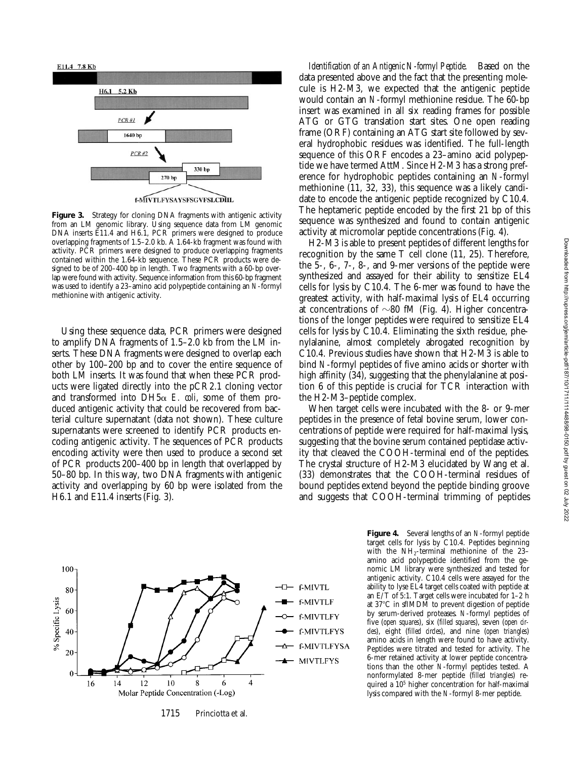**Figure 3.** Strategy for cloning DNA fragments with antigenic activity from an LM genomic library. Using sequence data from LM genomic DNA inserts E11.4 and H6.1, PCR primers were designed to produce overlapping fragments of 1.5–2.0 kb. A 1.64-kb fragment was found with activity. PCR primers were designed to produce overlapping fragments contained within the 1.64-kb sequence. These PCR products were designed to be of 200–400 bp in length. Two fragments with a 60-bp overlap were found with activity. Sequence information from this 60-bp fragment was used to identify a 23–amino acid polypeptide containing an *N*-formyl methionine with antigenic activity.

Using these sequence data, PCR primers were designed to amplify DNA fragments of 1.5–2.0 kb from the LM inserts. These DNA fragments were designed to overlap each other by 100–200 bp and to cover the entire sequence of both LM inserts. It was found that when these PCR products were ligated directly into the pCR2.1 cloning vector and transformed into DH5α *E. coli*, some of them produced antigenic activity that could be recovered from bacterial culture supernatant (data not shown). These culture supernatants were screened to identify PCR products encoding antigenic activity. The sequences of PCR products encoding activity were then used to produce a second set of PCR products 200–400 bp in length that overlapped by 50–80 bp. In this way, two DNA fragments with antigenic activity and overlapping by 60 bp were isolated from the H6.1 and E11.4 inserts (Fig. 3).

*Identification of an Antigenic N-formyl Peptide.* Based on the data presented above and the fact that the presenting molecule is H2-M3, we expected that the antigenic peptide would contain an *N*-formyl methionine residue. The 60-bp insert was examined in all six reading frames for possible ATG or GTG translation start sites. One open reading frame (ORF) containing an ATG start site followed by several hydrophobic residues was identified. The full-length sequence of this ORF encodes a 23–amino acid polypeptide we have termed AttM. Since H2-M3 has a strong preference for hydrophobic peptides containing an *N*-formyl methionine (11, 32, 33), this sequence was a likely candidate to encode the antigenic peptide recognized by C10.4. The heptameric peptide encoded by the first 21 bp of this sequence was synthesized and found to contain antigenic activity at micromolar peptide concentrations (Fig. 4).

H2-M3 is able to present peptides of different lengths for recognition by the same T cell clone (11, 25). Therefore, the 5-, 6-, 7-, 8-, and 9-mer versions of the peptide were synthesized and assayed for their ability to sensitize EL4 cells for lysis by C10.4. The 6-mer was found to have the greatest activity, with half-maximal lysis of EL4 occurring at concentrations of ~80 fM (Fig. 4). Higher concentrations of the longer peptides were required to sensitize EL4 cells for lysis by C10.4. Eliminating the sixth residue, phenylalanine, almost completely abrogated recognition by C10.4. Previous studies have shown that H2-M3 is able to bind *N*-formyl peptides of five amino acids or shorter with high affinity (34), suggesting that the phenylalanine at position 6 of this peptide is crucial for TCR interaction with the H2-M3–peptide complex.

When target cells were incubated with the 8- or 9-mer peptides in the presence of fetal bovine serum, lower concentrations of peptide were required for half-maximal lysis, suggesting that the bovine serum contained peptidase activity that cleaved the COOH-terminal end of the peptides. The crystal structure of H2-M3 elucidated by Wang et al. (33) demonstrates that the COOH-terminal residues of bound peptides extend beyond the peptide binding groove and suggests that COOH-terminal trimming of peptides

**Figure 4.** Several lengths of an *N*-formyl peptide target cells for lysis by C10.4. Peptides beginning with the $NH_2$-terminal methionine of the 23–amino acid polypeptide identified from the genomic LM library were synthesized and tested for antigenic activity. C10.4 cells were assayed for the ability to lyse EL4 target cells coated with peptide at an E/T of 5:1. Target cells were incubated for 1–2 h at 37°C in sfIMDM to prevent digestion of peptide by serum-derived proteases. *N*-formyl peptides of five (*open squares*), six (*filled squares*), seven (*open circles*), eight (*filled circles*), and nine (*open triangles*) amino acids in length were found to have activity. Peptides were titrated and tested for activity. The 6-mer retained activity at lower peptide concentrations than the other *N*-formyl peptides tested. A nonformylated 8-mer peptide (*filled triangles*) required a $10^5$ higher concentration for half-maximal lysis compared with the *N*-formyl 8-mer peptide.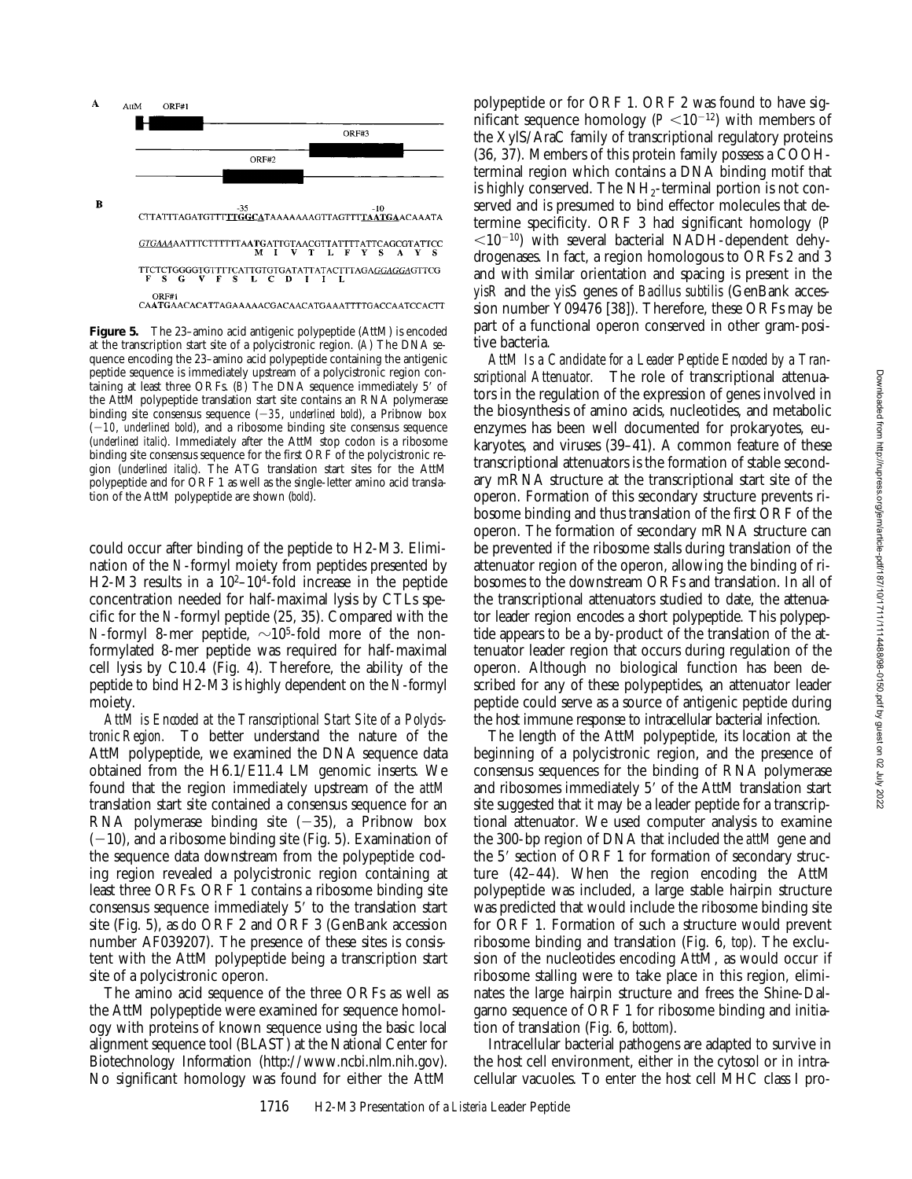**A**

AttM ORF#1

ORF#3

ORF#2

**B**

```
                   -35                          -10
CTTATTTAGATGTTTTTGGCATAAAAAAAGTTAGTTTTAATGAACAAATA

GTGAAAAATTTCTTTTTTAATGATTGTAACGTTATTTATTCAGCGTATTCC
                     M  I  V  T  L  F  Y  S  A  Y  S

TTCTCTGGGGTGTTTTCATTGTGTGATATTATACTTAGAGGAGGAGTTCG
 F  S  G  V  F  S  L  C  D  I  I  L

ORF#1
CAATGAACACATTAGAAAAACGACAACATGAAATTTTGACCAATCCACTT
```

**Figure 5.** The 23–amino acid antigenic polypeptide (AttM) is encoded at the transcription start site of a polycistronic region. (*A*) The DNA sequence encoding the 23–amino acid polypeptide containing the antigenic peptide sequence is immediately upstream of a polycistronic region containing at least three ORFs. (*B*) The DNA sequence immediately 5′ of the AttM polypeptide translation start site contains an RNA polymerase binding site consensus sequence (*−35, underlined bold*), a Pribnow box (*−10, underlined bold*), and a ribosome binding site consensus sequence (*underlined italic*). Immediately after the AttM stop codon is a ribosome binding site consensus sequence for the first ORF of the polycistronic region (*underlined italic*). The ATG translation start sites for the AttM polypeptide and for ORF 1 as well as the single-letter amino acid translation of the AttM polypeptide are shown (*bold*).

could occur after binding of the peptide to H2-M3. Elimination of the *N*-formyl moiety from peptides presented by H2-M3 results in a $10^2$–$10^4$-fold increase in the peptide concentration needed for half-maximal lysis by CTLs specific for the *N*-formyl peptide (25, 35). Compared with the *N*-formyl 8-mer peptide, $\sim 10^5$-fold more of the nonformylated 8-mer peptide was required for half-maximal cell lysis by C10.4 (Fig. 4). Therefore, the ability of the peptide to bind H2-M3 is highly dependent on the *N*-formyl moiety.

*AttM is Encoded at the Transcriptional Start Site of a Polycistronic Region.* To better understand the nature of the AttM polypeptide, we examined the DNA sequence data obtained from the H6.1/E11.4 LM genomic inserts. We found that the region immediately upstream of the *attM* translation start site contained a consensus sequence for an RNA polymerase binding site (−35), a Pribnow box (−10), and a ribosome binding site (Fig. 5). Examination of the sequence data downstream from the polypeptide coding region revealed a polycistronic region containing at least three ORFs. ORF 1 contains a ribosome binding site consensus sequence immediately 5′ to the translation start site (Fig. 5), as do ORF 2 and ORF 3 (GenBank accession number AF039207). The presence of these sites is consistent with the AttM polypeptide being a transcription start site of a polycistronic operon.

The amino acid sequence of the three ORFs as well as the AttM polypeptide were examined for sequence homology with proteins of known sequence using the basic local alignment sequence tool (BLAST) at the National Center for Biotechnology Information (http://www.ncbi.nlm.nih.gov). No significant homology was found for either the AttM polypeptide or for ORF 1. ORF 2 was found to have significant sequence homology ($P < 10^{-12}$) with members of the XylS/AraC family of transcriptional regulatory proteins (36, 37). Members of this protein family possess a COOH-terminal region which contains a DNA binding motif that is highly conserved. The $NH_2$-terminal portion is not conserved and is presumed to bind effector molecules that determine specificity. ORF 3 had significant homology ($P < 10^{-10}$) with several bacterial NADH-dependent dehydrogenases. In fact, a region homologous to ORFs 2 and 3 and with similar orientation and spacing is present in the *yisR* and the *yisS* genes of *Bacillus subtilis* (GenBank accession number Y09476 [38]). Therefore, these ORFs may be part of a functional operon conserved in other gram-positive bacteria.

*AttM Is a Candidate for a Leader Peptide Encoded by a Transcriptional Attenuator.* The role of transcriptional attenuators in the regulation of the expression of genes involved in the biosynthesis of amino acids, nucleotides, and metabolic enzymes has been well documented for prokaryotes, eukaryotes, and viruses (39–41). A common feature of these transcriptional attenuators is the formation of stable secondary mRNA structure at the transcriptional start site of the operon. Formation of this secondary structure prevents ribosome binding and thus translation of the first ORF of the operon. The formation of secondary mRNA structure can be prevented if the ribosome stalls during translation of the attenuator region of the operon, allowing the binding of ribosomes to the downstream ORFs and translation. In all of the transcriptional attenuators studied to date, the attenuator leader region encodes a short polypeptide. This polypeptide appears to be a by-product of the translation of the attenuator leader region that occurs during regulation of the operon. Although no biological function has been described for any of these polypeptides, an attenuator leader peptide could serve as a source of antigenic peptide during the host immune response to intracellular bacterial infection.

The length of the AttM polypeptide, its location at the beginning of a polycistronic region, and the presence of consensus sequences for the binding of RNA polymerase and ribosomes immediately 5′ of the AttM translation start site suggested that it may be a leader peptide for a transcriptional attenuator. We used computer analysis to examine the 300-bp region of DNA that included the *attM* gene and the 5′ section of ORF 1 for formation of secondary structure (42–44). When the region encoding the AttM polypeptide was included, a large stable hairpin structure was predicted that would include the ribosome binding site for ORF 1. Formation of such a structure would prevent ribosome binding and translation (Fig. 6, *top*). The exclusion of the nucleotides encoding AttM, as would occur if ribosome stalling were to take place in this region, eliminates the large hairpin structure and frees the Shine-Dalgarno sequence of ORF 1 for ribosome binding and initiation of translation (Fig. 6, *bottom*).

Intracellular bacterial pathogens are adapted to survive in the host cell environment, either in the cytosol or in intracellular vacuoles. To enter the host cell MHC class I pro-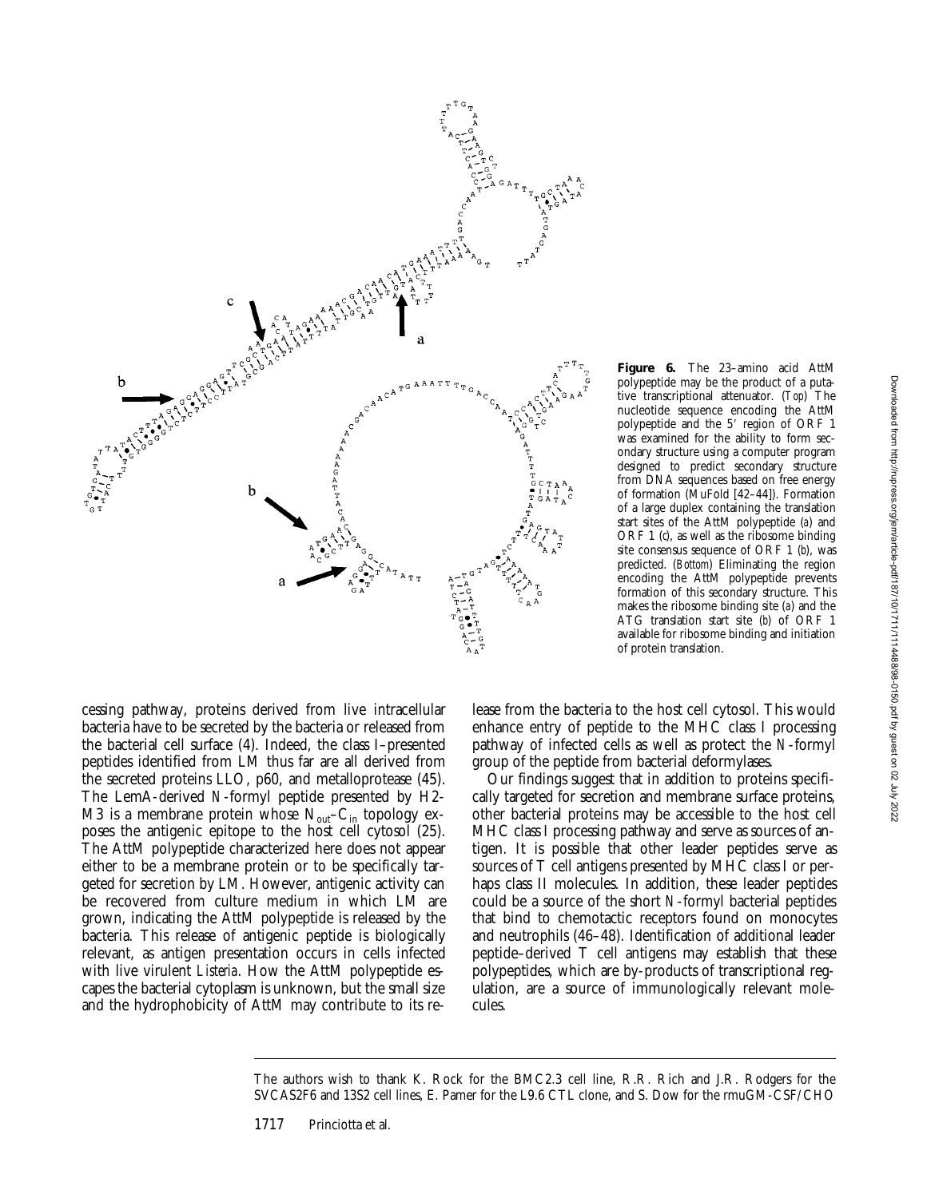**Figure 6.** The 23–amino acid AttM polypeptide may be the product of a putative transcriptional attenuator. (*Top*) The nucleotide sequence encoding the AttM polypeptide and the 5′ region of ORF 1 was examined for the ability to form secondary structure using a computer program designed to predict secondary structure from DNA sequences based on free energy of formation (MuFold [42–44]). Formation of a large duplex containing the translation start sites of the AttM polypeptide (*a*) and ORF 1 (*c*), as well as the ribosome binding site consensus sequence of ORF 1 (*b*), was predicted. (*Bottom*) Eliminating the region encoding the AttM polypeptide prevents formation of this secondary structure. This makes the ribosome binding site (*a*) and the ATG translation start site (*b*) of ORF 1 available for ribosome binding and initiation of protein translation.

cessing pathway, proteins derived from live intracellular bacteria have to be secreted by the bacteria or released from the bacterial cell surface (4). Indeed, the class I–presented peptides identified from LM thus far are all derived from the secreted proteins LLO, p60, and metalloprotease (45). The LemA-derived *N*-formyl peptide presented by H2-M3 is a membrane protein whose $N_{out}$–$C_{in}$ topology exposes the antigenic epitope to the host cell cytosol (25). The AttM polypeptide characterized here does not appear either to be a membrane protein or to be specifically targeted for secretion by LM. However, antigenic activity can be recovered from culture medium in which LM are grown, indicating the AttM polypeptide is released by the bacteria. This release of antigenic peptide is biologically relevant, as antigen presentation occurs in cells infected with live virulent *Listeria*. How the AttM polypeptide escapes the bacterial cytoplasm is unknown, but the small size and the hydrophobicity of AttM may contribute to its release from the bacteria to the host cell cytosol. This would enhance entry of peptide to the MHC class I processing pathway of infected cells as well as protect the *N*-formyl group of the peptide from bacterial deformylases.

Our findings suggest that in addition to proteins specifically targeted for secretion and membrane surface proteins, other bacterial proteins may be accessible to the host cell MHC class I processing pathway and serve as sources of antigen. It is possible that other leader peptides serve as sources of T cell antigens presented by MHC class I or perhaps class II molecules. In addition, these leader peptides could be a source of the short *N*-formyl bacterial peptides that bind to chemotactic receptors found on monocytes and neutrophils (46–48). Identification of additional leader peptide–derived T cell antigens may establish that these polypeptides, which are by-products of transcriptional regulation, are a source of immunologically relevant molecules.

The authors wish to thank K. Rock for the BMC2.3 cell line, R.R. Rich and J.R. Rodgers for the SVCAS2F6 and 13S2 cell lines, E. Pamer for the L9.6 CTL clone, and S. Dow for the rmuGM-CSF/CHO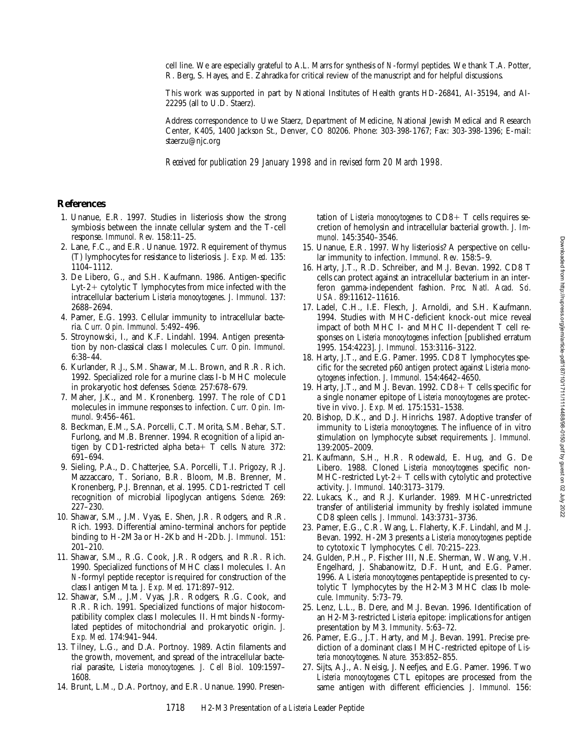cell line. We are especially grateful to A.L. Marrs for synthesis of *N*-formyl peptides. We thank T.A. Potter, R. Berg, S. Hayes, and E. Zahradka for critical review of the manuscript and for helpful discussions.

This work was supported in part by National Institutes of Health grants HD-26841, AI-35194, and AI-22295 (all to U.D. Staerz).

Address correspondence to Uwe Staerz, Department of Medicine, National Jewish Medical and Research Center, K405, 1400 Jackson St., Denver, CO 80206. Phone: 303-398-1767; Fax: 303-398-1396; E-mail: staerzu@njc.org

*Received for publication 29 January 1998 and in revised form 20 March 1998.*

## References

1. Unanue, E.R. 1997. Studies in listeriosis show the strong symbiosis between the innate cellular system and the T-cell response. *Immunol. Rev.* 158:11–25.
2. Lane, F.C., and E.R. Unanue. 1972. Requirement of thymus (T) lymphocytes for resistance to listeriosis. *J. Exp. Med.* 135: 1104–1112.
3. De Libero, G., and S.H. Kaufmann. 1986. Antigen-specific Lyt-2+ cytolytic T lymphocytes from mice infected with the intracellular bacterium *Listeria monocytogenes*. *J. Immunol.* 137: 2688–2694.
4. Pamer, E.G. 1993. Cellular immunity to intracellular bacteria. *Curr. Opin. Immunol.* 5:492–496.
5. Stroynowski, I., and K.F. Lindahl. 1994. Antigen presentation by non-classical class I molecules. *Curr. Opin. Immunol.* 6:38–44.
6. Kurlander, R.J., S.M. Shawar, M.L. Brown, and R.R. Rich. 1992. Specialized role for a murine class I-b MHC molecule in prokaryotic host defenses. *Science.* 257:678–679.
7. Maher, J.K., and M. Kronenberg. 1997. The role of CD1 molecules in immune responses to infection. *Curr. Opin. Immunol.* 9:456–461.
8. Beckman, E.M., S.A. Porcelli, C.T. Morita, S.M. Behar, S.T. Furlong, and M.B. Brenner. 1994. Recognition of a lipid antigen by CD1-restricted alpha beta+ T cells. *Nature.* 372: 691–694.
9. Sieling, P.A., D. Chatterjee, S.A. Porcelli, T.I. Prigozy, R.J. Mazzaccaro, T. Soriano, B.R. Bloom, M.B. Brenner, M. Kronenberg, P.J. Brennan, et al. 1995. CD1-restricted T cell recognition of microbial lipoglycan antigens. *Science.* 269: 227–230.
10. Shawar, S.M., J.M. Vyas, E. Shen, J.R. Rodgers, and R.R. Rich. 1993. Differential amino-terminal anchors for peptide binding to H-2M3a or H-2Kb and H-2Db. *J. Immunol.* 151: 201–210.
11. Shawar, S.M., R.G. Cook, J.R. Rodgers, and R.R. Rich. 1990. Specialized functions of MHC class I molecules. I. An *N*-formyl peptide receptor is required for construction of the class I antigen Mta. *J. Exp. Med.* 171:897–912.
12. Shawar, S.M., J.M. Vyas, J.R. Rodgers, R.G. Cook, and R.R. Rich. 1991. Specialized functions of major histocompatibility complex class I molecules. II. Hmt binds *N*-formylated peptides of mitochondrial and prokaryotic origin. *J. Exp. Med.* 174:941–944.
13. Tilney, L.G., and D.A. Portnoy. 1989. Actin filaments and the growth, movement, and spread of the intracellular bacterial parasite, *Listeria monocytogenes*. *J. Cell Biol.* 109:1597–1608.
14. Brunt, L.M., D.A. Portnoy, and E.R. Unanue. 1990. Presentation of *Listeria monocytogenes* to CD8+ T cells requires secretion of hemolysin and intracellular bacterial growth. *J. Immunol.* 145:3540–3546.
15. Unanue, E.R. 1997. Why listeriosis? A perspective on cellular immunity to infection. *Immunol. Rev.* 158:5–9.
16. Harty, J.T., R.D. Schreiber, and M.J. Bevan. 1992. CD8 T cells can protect against an intracellular bacterium in an interferon gamma-independent fashion. *Proc. Natl. Acad. Sci. USA.* 89:11612–11616.
17. Ladel, C.H., I.E. Flesch, J. Arnoldi, and S.H. Kaufmann. 1994. Studies with MHC-deficient knock-out mice reveal impact of both MHC I- and MHC II-dependent T cell responses on *Listeria monocytogenes* infection [published erratum 1995. 154:4223]. *J. Immunol.* 153:3116–3122.
18. Harty, J.T., and E.G. Pamer. 1995. CD8 T lymphocytes specific for the secreted p60 antigen protect against *Listeria monocytogenes* infection. *J. Immunol.* 154:4642–4650.
19. Harty, J.T., and M.J. Bevan. 1992. CD8+ T cells specific for a single nonamer epitope of *Listeria monocytogenes* are protective in vivo. *J. Exp. Med.* 175:1531–1538.
20. Bishop, D.K., and D.J. Hinrichs. 1987. Adoptive transfer of immunity to *Listeria monocytogenes*. The influence of in vitro stimulation on lymphocyte subset requirements. *J. Immunol.* 139:2005–2009.
21. Kaufmann, S.H., H.R. Rodewald, E. Hug, and G. De Libero. 1988. Cloned *Listeria monocytogenes* specific non-MHC-restricted Lyt-2+ T cells with cytolytic and protective activity. *J. Immunol.* 140:3173–3179.
22. Lukacs, K., and R.J. Kurlander. 1989. MHC-unrestricted transfer of antilisterial immunity by freshly isolated immune CD8 spleen cells. *J. Immunol.* 143:3731–3736.
23. Pamer, E.G., C.R. Wang, L. Flaherty, K.F. Lindahl, and M.J. Bevan. 1992. H-2M3 presents a *Listeria monocytogenes* peptide to cytotoxic T lymphocytes. *Cell.* 70:215–223.
24. Gulden, P.H., P. Fischer III, N.E. Sherman, W. Wang, V.H. Engelhard, J. Shabanowitz, D.F. Hunt, and E.G. Pamer. 1996. A *Listeria monocytogenes* pentapeptide is presented to cytolytic T lymphocytes by the H2-M3 MHC class Ib molecule. *Immunity.* 5:73–79.
25. Lenz, L.L., B. Dere, and M.J. Bevan. 1996. Identification of an H2-M3-restricted *Listeria* epitope: implications for antigen presentation by M3. *Immunity.* 5:63–72.
26. Pamer, E.G., J.T. Harty, and M.J. Bevan. 1991. Precise prediction of a dominant class I MHC-restricted epitope of *Listeria monocytogenes*. *Nature.* 353:852–855.
27. Sijts, A.J., A. Neisig, J. Neefjes, and E.G. Pamer. 1996. Two *Listeria monocytogenes* CTL epitopes are processed from the same antigen with different efficiencies. *J. Immunol.* 156: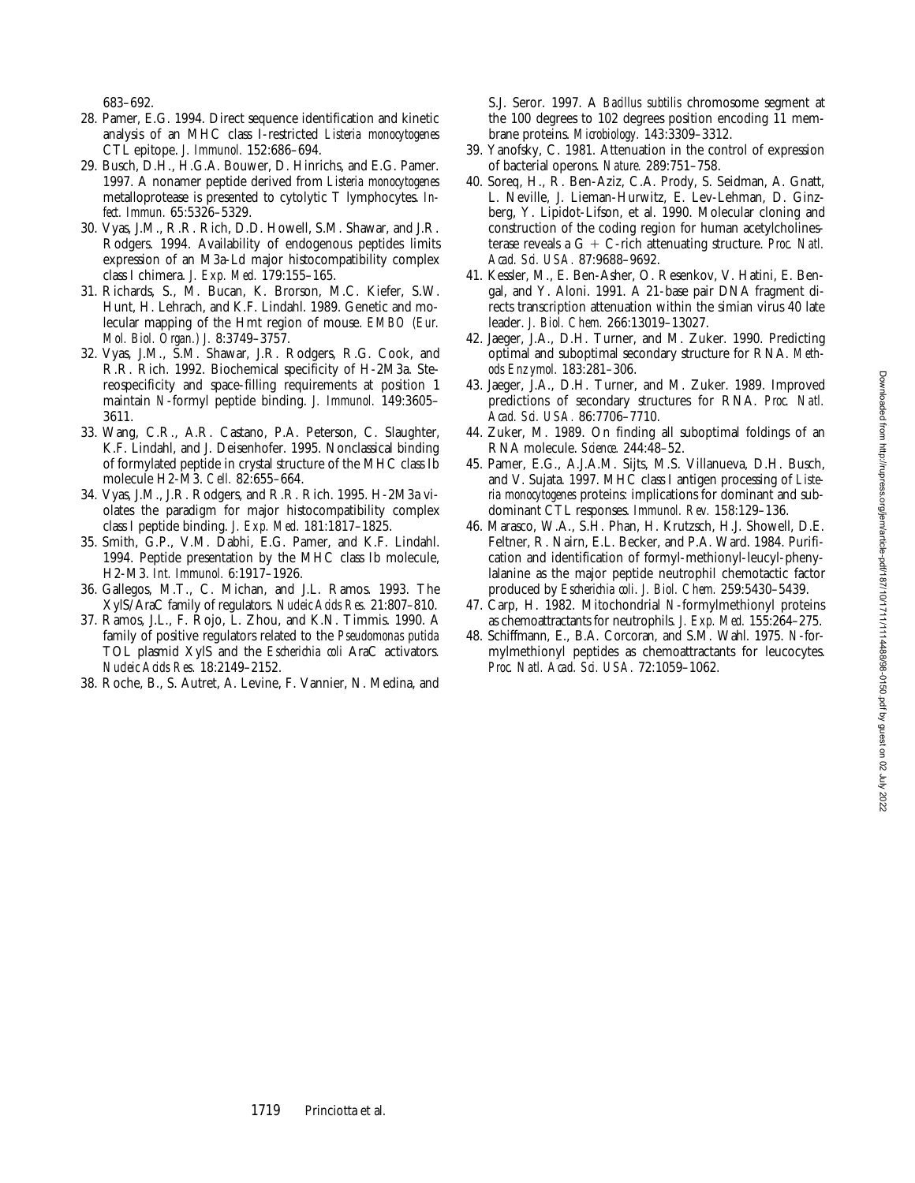683–692.

28. Pamer, E.G. 1994. Direct sequence identification and kinetic analysis of an MHC class I-restricted *Listeria monocytogenes* CTL epitope. *J. Immunol.* 152:686–694.
29. Busch, D.H., H.G.A. Bouwer, D. Hinrichs, and E.G. Pamer. 1997. A nonamer peptide derived from *Listeria monocytogenes* metalloprotease is presented to cytolytic T lymphocytes. *Infect. Immun.* 65:5326–5329.
30. Vyas, J.M., R.R. Rich, D.D. Howell, S.M. Shawar, and J.R. Rodgers. 1994. Availability of endogenous peptides limits expression of an M3a-Ld major histocompatibility complex class I chimera. *J. Exp. Med.* 179:155–165.
31. Richards, S., M. Bucan, K. Brorson, M.C. Kiefer, S.W. Hunt, H. Lehrach, and K.F. Lindahl. 1989. Genetic and molecular mapping of the Hmt region of mouse. *EMBO (Eur. Mol. Biol. Organ.) J.* 8:3749–3757.
32. Vyas, J.M., S.M. Shawar, J.R. Rodgers, R.G. Cook, and R.R. Rich. 1992. Biochemical specificity of H-2M3a. Stereospecificity and space-filling requirements at position 1 maintain *N*-formyl peptide binding. *J. Immunol.* 149:3605–3611.
33. Wang, C.R., A.R. Castano, P.A. Peterson, C. Slaughter, K.F. Lindahl, and J. Deisenhofer. 1995. Nonclassical binding of formylated peptide in crystal structure of the MHC class Ib molecule H2-M3. *Cell.* 82:655–664.
34. Vyas, J.M., J.R. Rodgers, and R.R. Rich. 1995. H-2M3a violates the paradigm for major histocompatibility complex class I peptide binding. *J. Exp. Med.* 181:1817–1825.
35. Smith, G.P., V.M. Dabhi, E.G. Pamer, and K.F. Lindahl. 1994. Peptide presentation by the MHC class Ib molecule, H2-M3. *Int. Immunol.* 6:1917–1926.
36. Gallegos, M.T., C. Michan, and J.L. Ramos. 1993. The XylS/AraC family of regulators. *Nucleic Acids Res.* 21:807–810.
37. Ramos, J.L., F. Rojo, L. Zhou, and K.N. Timmis. 1990. A family of positive regulators related to the *Pseudomonas putida* TOL plasmid XylS and the *Escherichia coli* AraC activators. *Nucleic Acids Res.* 18:2149–2152.
38. Roche, B., S. Autret, A. Levine, F. Vannier, N. Medina, and S.J. Seror. 1997. A *Bacillus subtilis* chromosome segment at the 100 degrees to 102 degrees position encoding 11 membrane proteins. *Microbiology.* 143:3309–3312.
39. Yanofsky, C. 1981. Attenuation in the control of expression of bacterial operons. *Nature.* 289:751–758.
40. Soreq, H., R. Ben-Aziz, C.A. Prody, S. Seidman, A. Gnatt, L. Neville, J. Lieman-Hurwitz, E. Lev-Lehman, D. Ginzberg, Y. Lipidot-Lifson, et al. 1990. Molecular cloning and construction of the coding region for human acetylcholinesterase reveals a G + C-rich attenuating structure. *Proc. Natl. Acad. Sci. USA.* 87:9688–9692.
41. Kessler, M., E. Ben-Asher, O. Resenkov, V. Hatini, E. Bengal, and Y. Aloni. 1991. A 21-base pair DNA fragment directs transcription attenuation within the simian virus 40 late leader. *J. Biol. Chem.* 266:13019–13027.
42. Jaeger, J.A., D.H. Turner, and M. Zuker. 1990. Predicting optimal and suboptimal secondary structure for RNA. *Methods Enzymol.* 183:281–306.
43. Jaeger, J.A., D.H. Turner, and M. Zuker. 1989. Improved predictions of secondary structures for RNA. *Proc. Natl. Acad. Sci. USA.* 86:7706–7710.
44. Zuker, M. 1989. On finding all suboptimal foldings of an RNA molecule. *Science.* 244:48–52.
45. Pamer, E.G., A.J.A.M. Sijts, M.S. Villanueva, D.H. Busch, and V. Sujata. 1997. MHC class I antigen processing of *Listeria monocytogenes* proteins: implications for dominant and subdominant CTL responses. *Immunol. Rev.* 158:129–136.
46. Marasco, W.A., S.H. Phan, H. Krutzsch, H.J. Showell, D.E. Feltner, R. Nairn, E.L. Becker, and P.A. Ward. 1984. Purification and identification of formyl-methionyl-leucyl-phenylalanine as the major peptide neutrophil chemotactic factor produced by *Escherichia coli*. *J. Biol. Chem.* 259:5430–5439.
47. Carp, H. 1982. Mitochondrial *N*-formylmethionyl proteins as chemoattractants for neutrophils. *J. Exp. Med.* 155:264–275.
48. Schiffmann, E., B.A. Corcoran, and S.M. Wahl. 1975. *N*-formylmethionyl peptides as chemoattractants for leucocytes. *Proc. Natl. Acad. Sci. USA.* 72:1059–1062.